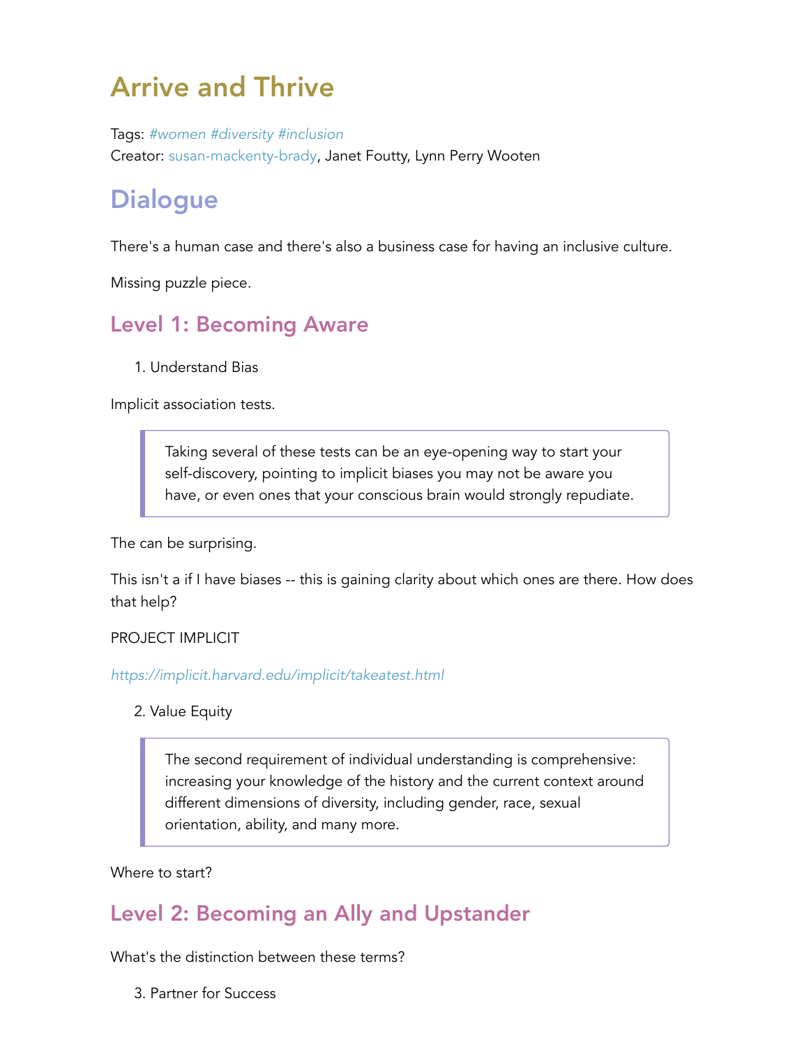# Arrive and Thrive

Tags: #women #diversity #inclusion
Creator: susan-mackenty-brady, Janet Foutty, Lynn Perry Wooten

## Dialogue

There's a human case and there's also a business case for having an inclusive culture.

Missing puzzle piece.

### Level 1: Becoming Aware

1. Understand Bias

Implicit association tests.

> Taking several of these tests can be an eye-opening way to start your self-discovery, pointing to implicit biases you may not be aware you have, or even ones that your conscious brain would strongly repudiate.

The can be surprising.

This isn't a if I have biases -- this is gaining clarity about which ones are there. How does that help?

PROJECT IMPLICIT

*https://implicit.harvard.edu/implicit/takeatest.html*

2. Value Equity

> The second requirement of individual understanding is comprehensive: increasing your knowledge of the history and the current context around different dimensions of diversity, including gender, race, sexual orientation, ability, and many more.

Where to start?

### Level 2: Becoming an Ally and Upstander

What's the distinction between these terms?

3. Partner for Success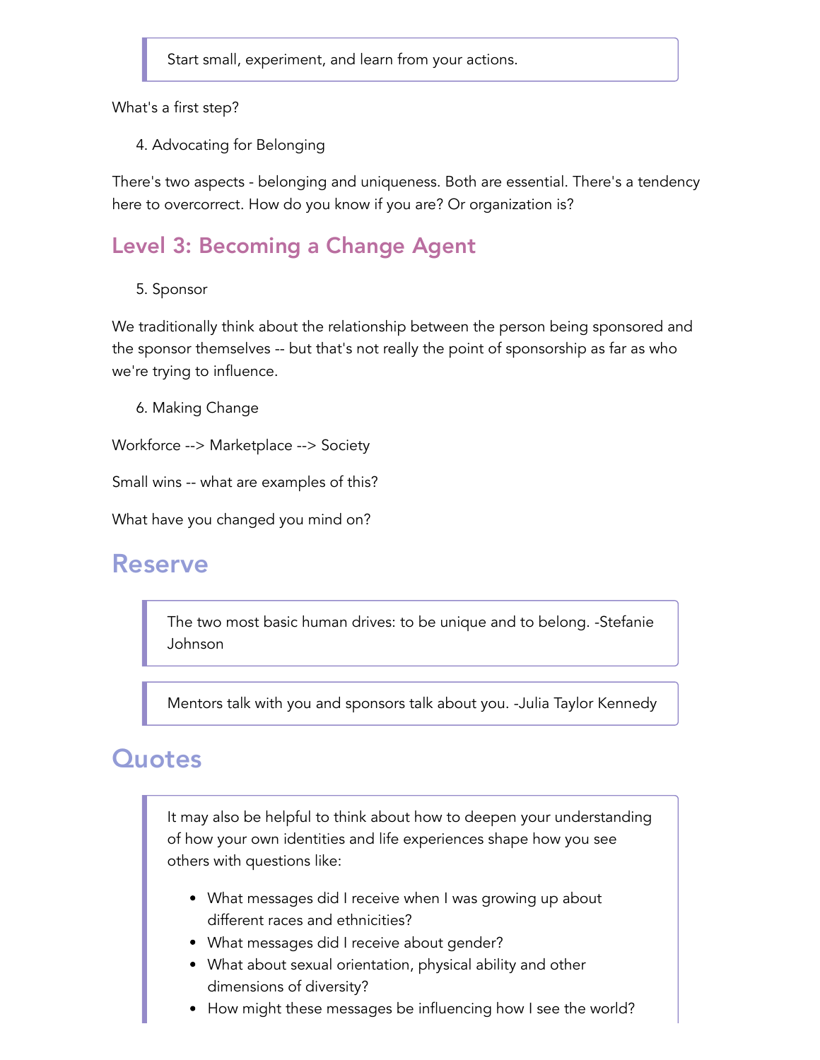> Start small, experiment, and learn from your actions.

What's a first step?

4. Advocating for Belonging

There's two aspects - belonging and uniqueness. Both are essential. There's a tendency here to overcorrect. How do you know if you are? Or organization is?

## Level 3: Becoming a Change Agent

5. Sponsor

We traditionally think about the relationship between the person being sponsored and the sponsor themselves -- but that's not really the point of sponsorship as far as who we're trying to influence.

6. Making Change

Workforce --> Marketplace --> Society

Small wins -- what are examples of this?

What have you changed you mind on?

# Reserve

> The two most basic human drives: to be unique and to belong. -Stefanie Johnson

> Mentors talk with you and sponsors talk about you. -Julia Taylor Kennedy

# Quotes

> It may also be helpful to think about how to deepen your understanding of how your own identities and life experiences shape how you see others with questions like:
>
> - What messages did I receive when I was growing up about different races and ethnicities?
> - What messages did I receive about gender?
> - What about sexual orientation, physical ability and other dimensions of diversity?
> - How might these messages be influencing how I see the world?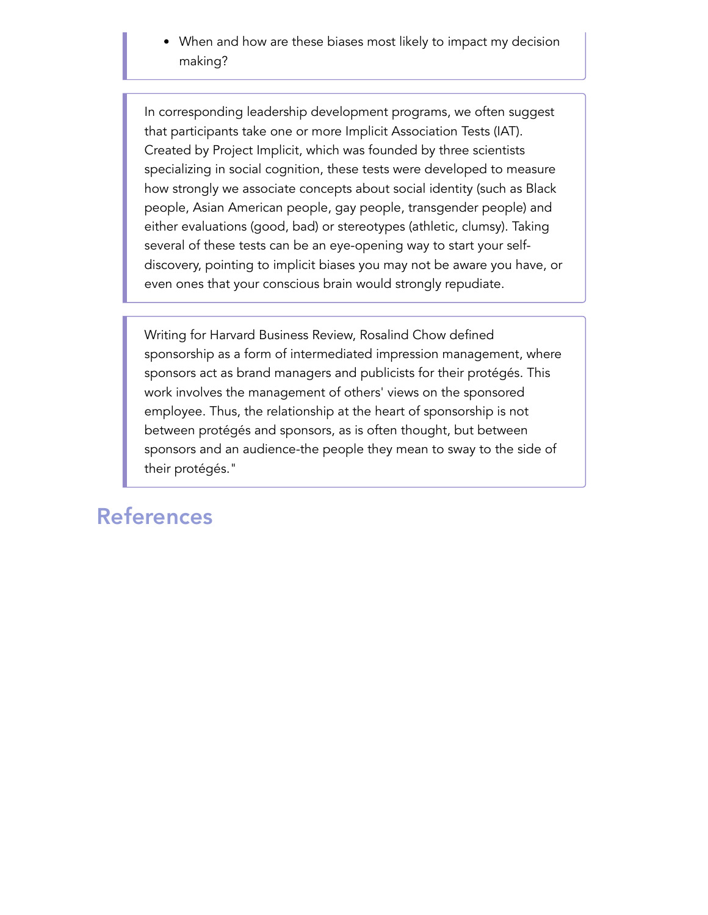- When and how are these biases most likely to impact my decision making?

> In corresponding leadership development programs, we often suggest that participants take one or more Implicit Association Tests (IAT). Created by Project Implicit, which was founded by three scientists specializing in social cognition, these tests were developed to measure how strongly we associate concepts about social identity (such as Black people, Asian American people, gay people, transgender people) and either evaluations (good, bad) or stereotypes (athletic, clumsy). Taking several of these tests can be an eye-opening way to start your self-discovery, pointing to implicit biases you may not be aware you have, or even ones that your conscious brain would strongly repudiate.

> Writing for Harvard Business Review, Rosalind Chow defined sponsorship as a form of intermediated impression management, where sponsors act as brand managers and publicists for their protégés. This work involves the management of others' views on the sponsored employee. Thus, the relationship at the heart of sponsorship is not between protégés and sponsors, as is often thought, but between sponsors and an audience-the people they mean to sway to the side of their protégés."

## References